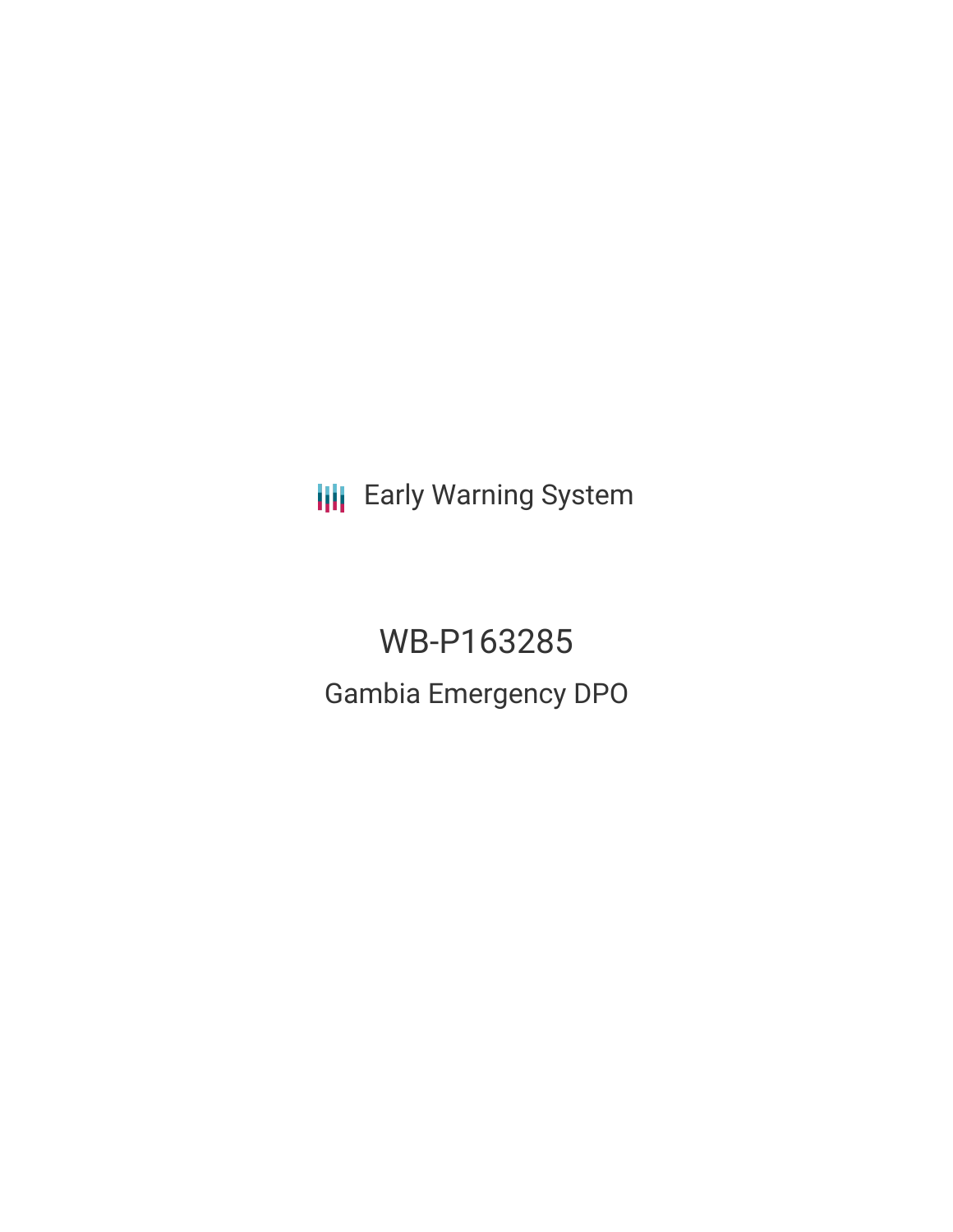Early Warning System

# WB-P163285

## Gambia Emergency DPO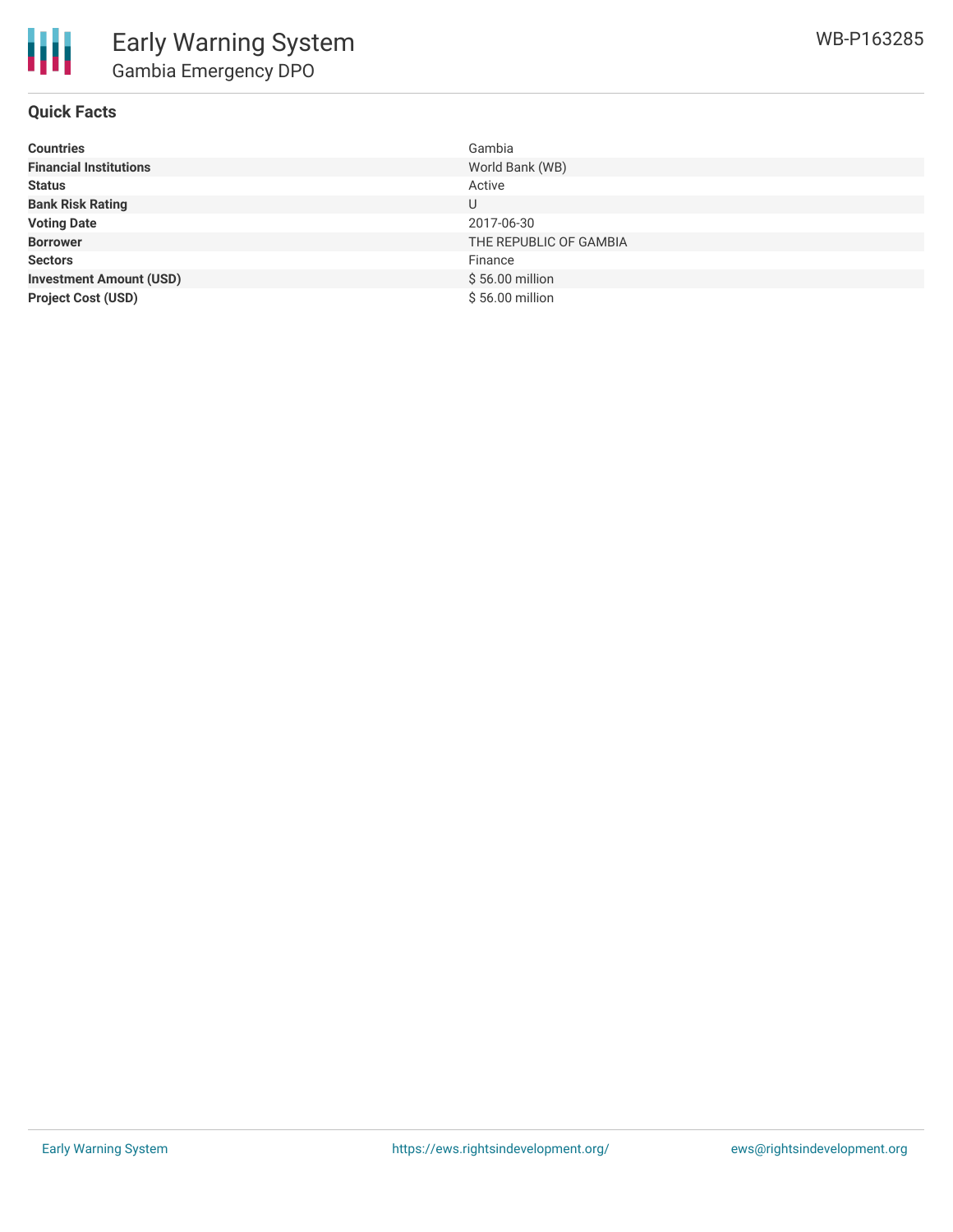# Early Warning System

## Gambia Emergency DPO

WB-P163285

### Quick Facts

| | |
|---|---|
| **Countries** | Gambia |
| **Financial Institutions** | World Bank (WB) |
| **Status** | Active |
| **Bank Risk Rating** | U |
| **Voting Date** | 2017-06-30 |
| **Borrower** | THE REPUBLIC OF GAMBIA |
| **Sectors** | Finance |
| **Investment Amount (USD)** | $ 56.00 million |
| **Project Cost (USD)** | $ 56.00 million |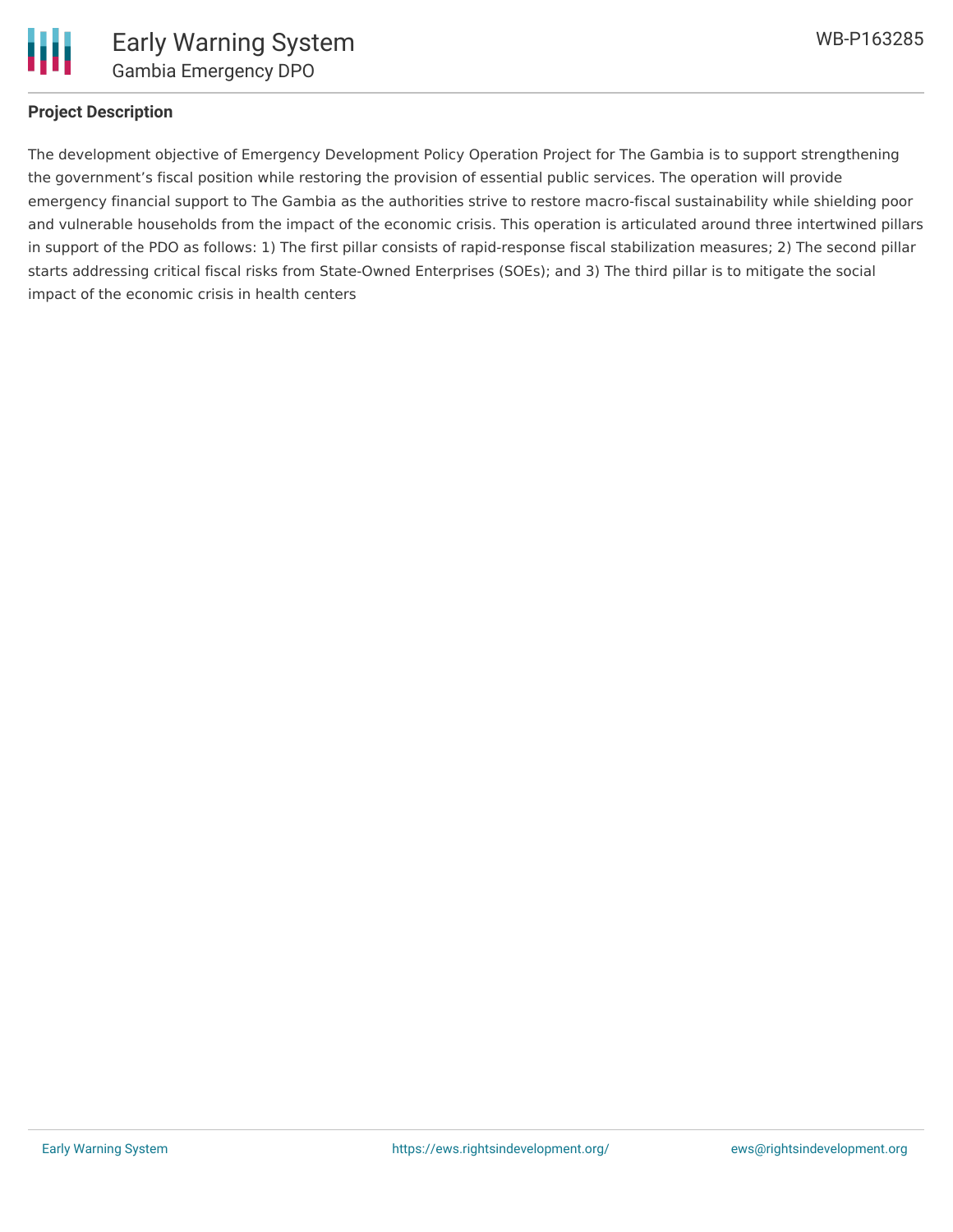## Project Description

The development objective of Emergency Development Policy Operation Project for The Gambia is to support strengthening the government's fiscal position while restoring the provision of essential public services. The operation will provide emergency financial support to The Gambia as the authorities strive to restore macro-fiscal sustainability while shielding poor and vulnerable households from the impact of the economic crisis. This operation is articulated around three intertwined pillars in support of the PDO as follows: 1) The first pillar consists of rapid-response fiscal stabilization measures; 2) The second pillar starts addressing critical fiscal risks from State-Owned Enterprises (SOEs); and 3) The third pillar is to mitigate the social impact of the economic crisis in health centers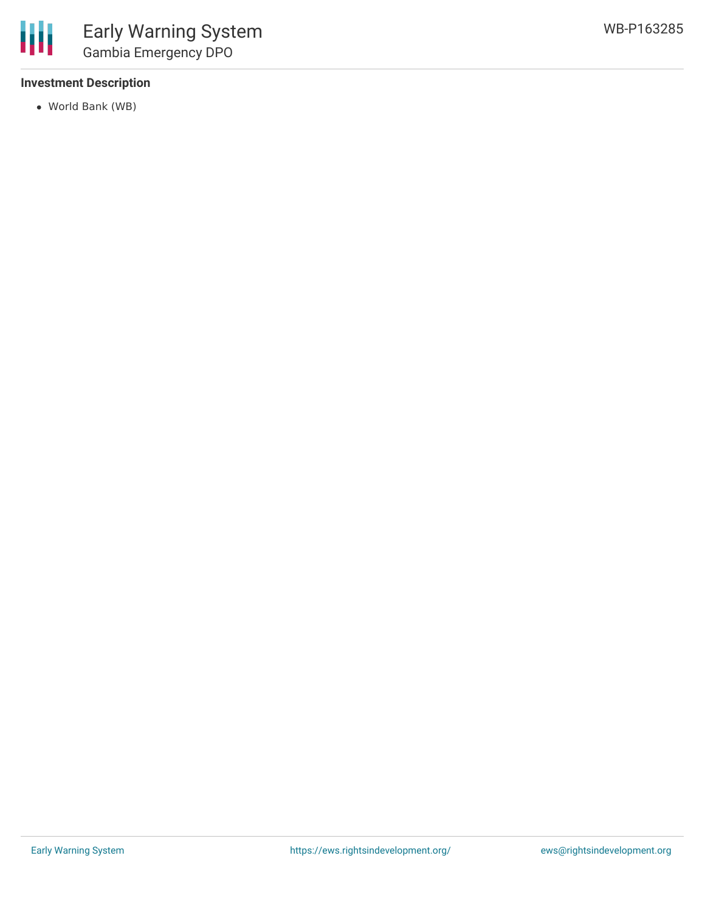### Investment Description

- World Bank (WB)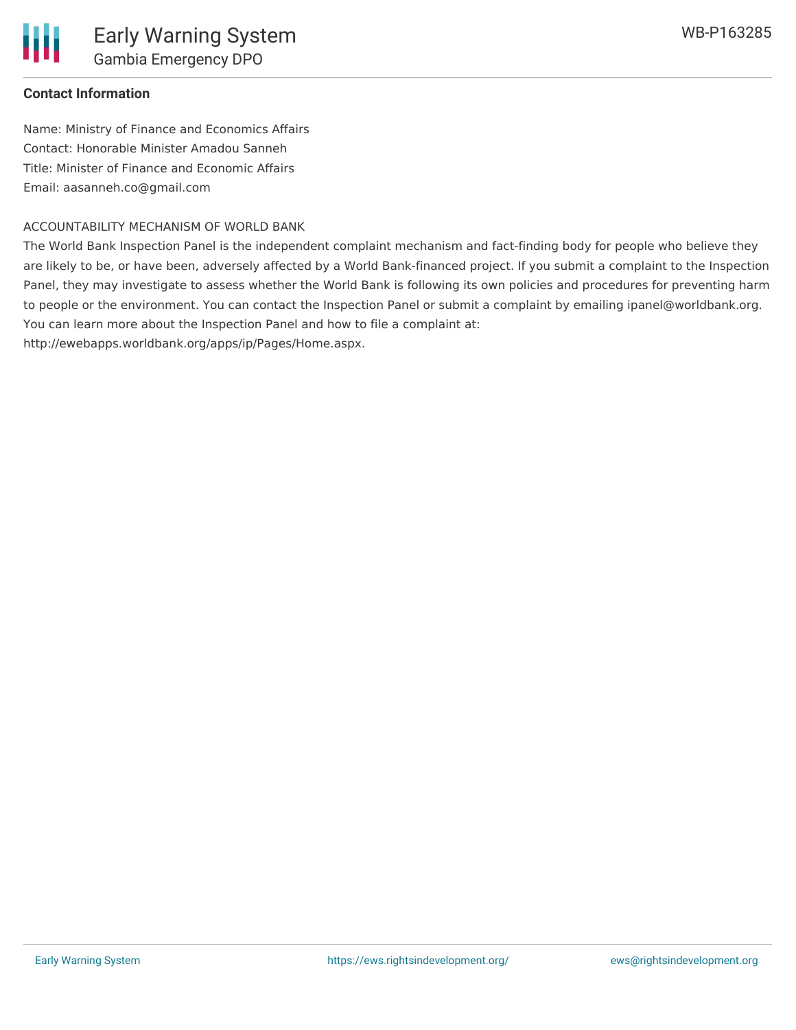**Contact Information**

Name: Ministry of Finance and Economics Affairs
Contact: Honorable Minister Amadou Sanneh
Title: Minister of Finance and Economic Affairs
Email: aasanneh.co@gmail.com

ACCOUNTABILITY MECHANISM OF WORLD BANK

The World Bank Inspection Panel is the independent complaint mechanism and fact-finding body for people who believe they are likely to be, or have been, adversely affected by a World Bank-financed project. If you submit a complaint to the Inspection Panel, they may investigate to assess whether the World Bank is following its own policies and procedures for preventing harm to people or the environment. You can contact the Inspection Panel or submit a complaint by emailing ipanel@worldbank.org. You can learn more about the Inspection Panel and how to file a complaint at: http://ewebapps.worldbank.org/apps/ip/Pages/Home.aspx.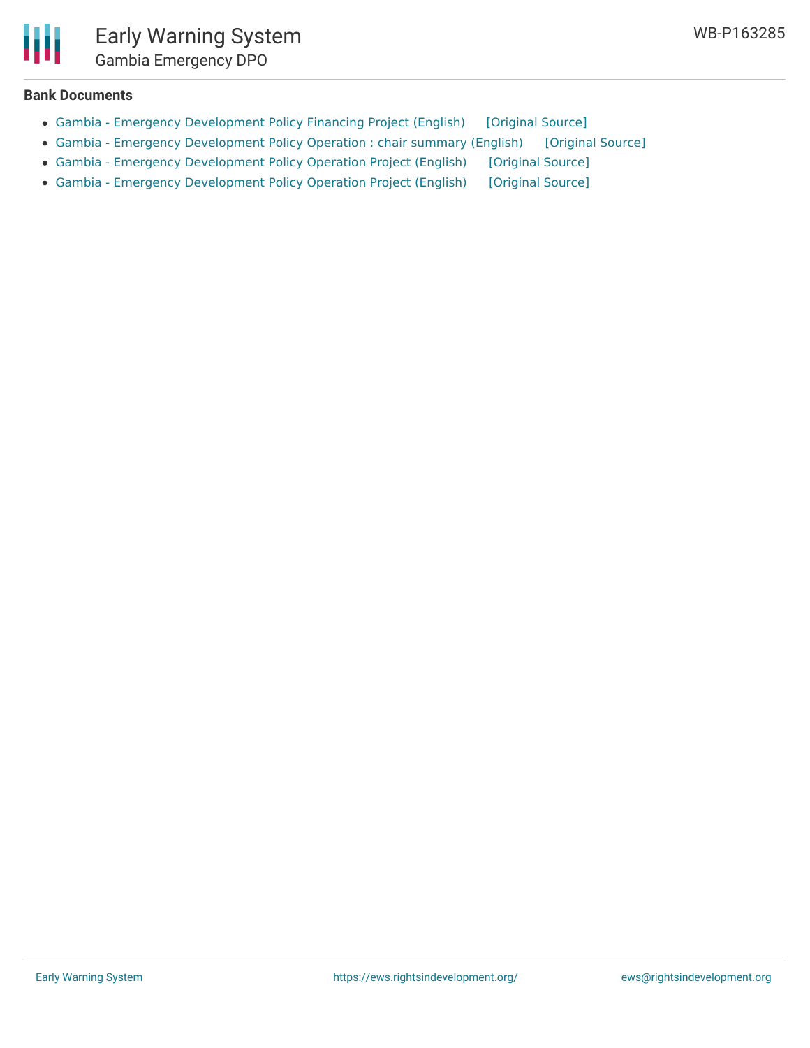## Bank Documents

- Gambia - Emergency Development Policy Financing Project (English) [Original Source]
- Gambia - Emergency Development Policy Operation : chair summary (English) [Original Source]
- Gambia - Emergency Development Policy Operation Project (English) [Original Source]
- Gambia - Emergency Development Policy Operation Project (English) [Original Source]